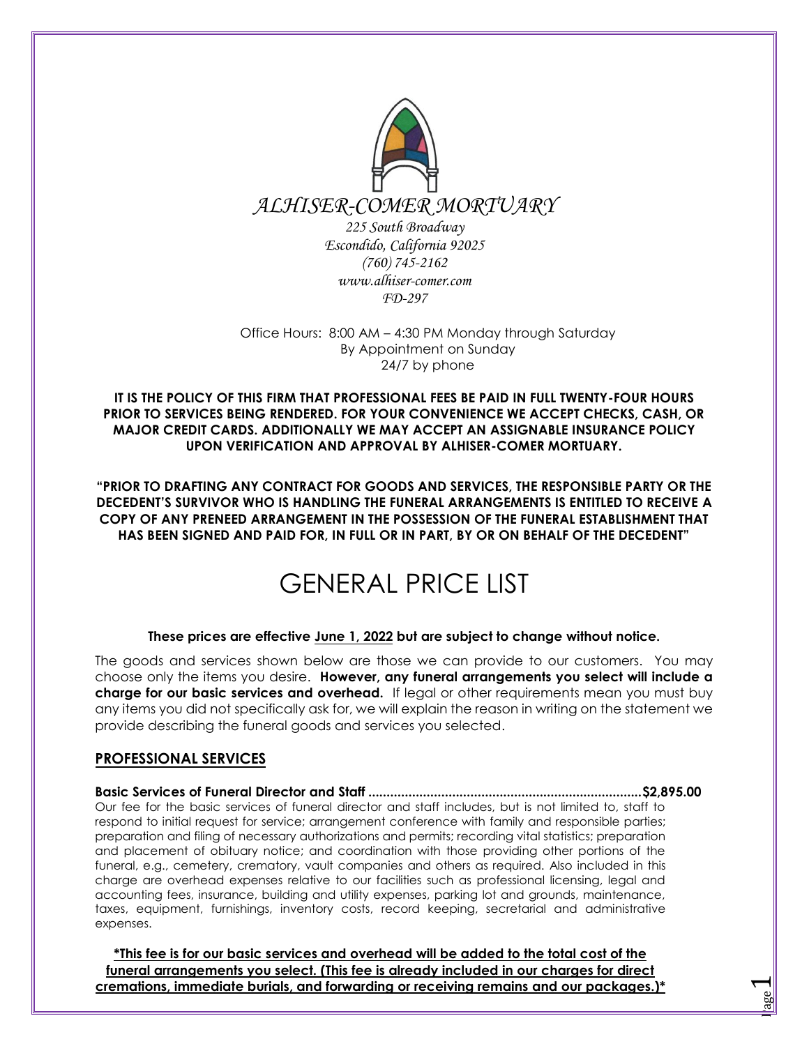*ALHISER-COMER MORTUARY*

*225 South Broadway*
*Escondido, California 92025*
*(760) 745-2162*
*www.alhiser-comer.com*
*FD-297*

Office Hours: 8:00 AM – 4:30 PM Monday through Saturday
By Appointment on Sunday
24/7 by phone

**IT IS THE POLICY OF THIS FIRM THAT PROFESSIONAL FEES BE PAID IN FULL TWENTY-FOUR HOURS PRIOR TO SERVICES BEING RENDERED. FOR YOUR CONVENIENCE WE ACCEPT CHECKS, CASH, OR MAJOR CREDIT CARDS. ADDITIONALLY WE MAY ACCEPT AN ASSIGNABLE INSURANCE POLICY UPON VERIFICATION AND APPROVAL BY ALHISER-COMER MORTUARY.**

**"PRIOR TO DRAFTING ANY CONTRACT FOR GOODS AND SERVICES, THE RESPONSIBLE PARTY OR THE DECEDENT'S SURVIVOR WHO IS HANDLING THE FUNERAL ARRANGEMENTS IS ENTITLED TO RECEIVE A COPY OF ANY PRENEED ARRANGEMENT IN THE POSSESSION OF THE FUNERAL ESTABLISHMENT THAT HAS BEEN SIGNED AND PAID FOR, IN FULL OR IN PART, BY OR ON BEHALF OF THE DECEDENT"**

# GENERAL PRICE LIST

**These prices are effective June 1, 2022 but are subject to change without notice.**

The goods and services shown below are those we can provide to our customers. You may choose only the items you desire. **However, any funeral arrangements you select will include a charge for our basic services and overhead.** If legal or other requirements mean you must buy any items you did not specifically ask for, we will explain the reason in writing on the statement we provide describing the funeral goods and services you selected.

## PROFESSIONAL SERVICES

**Basic Services of Funeral Director and Staff ........................................................................$2,895.00**

Our fee for the basic services of funeral director and staff includes, but is not limited to, staff to respond to initial request for service; arrangement conference with family and responsible parties; preparation and filing of necessary authorizations and permits; recording vital statistics; preparation and placement of obituary notice; and coordination with those providing other portions of the funeral, e.g., cemetery, crematory, vault companies and others as required. Also included in this charge are overhead expenses relative to our facilities such as professional licensing, legal and accounting fees, insurance, building and utility expenses, parking lot and grounds, maintenance, taxes, equipment, furnishings, inventory costs, record keeping, secretarial and administrative expenses.

**\*This fee is for our basic services and overhead will be added to the total cost of the funeral arrangements you select. (This fee is already included in our charges for direct cremations, immediate burials, and forwarding or receiving remains and our packages.)\***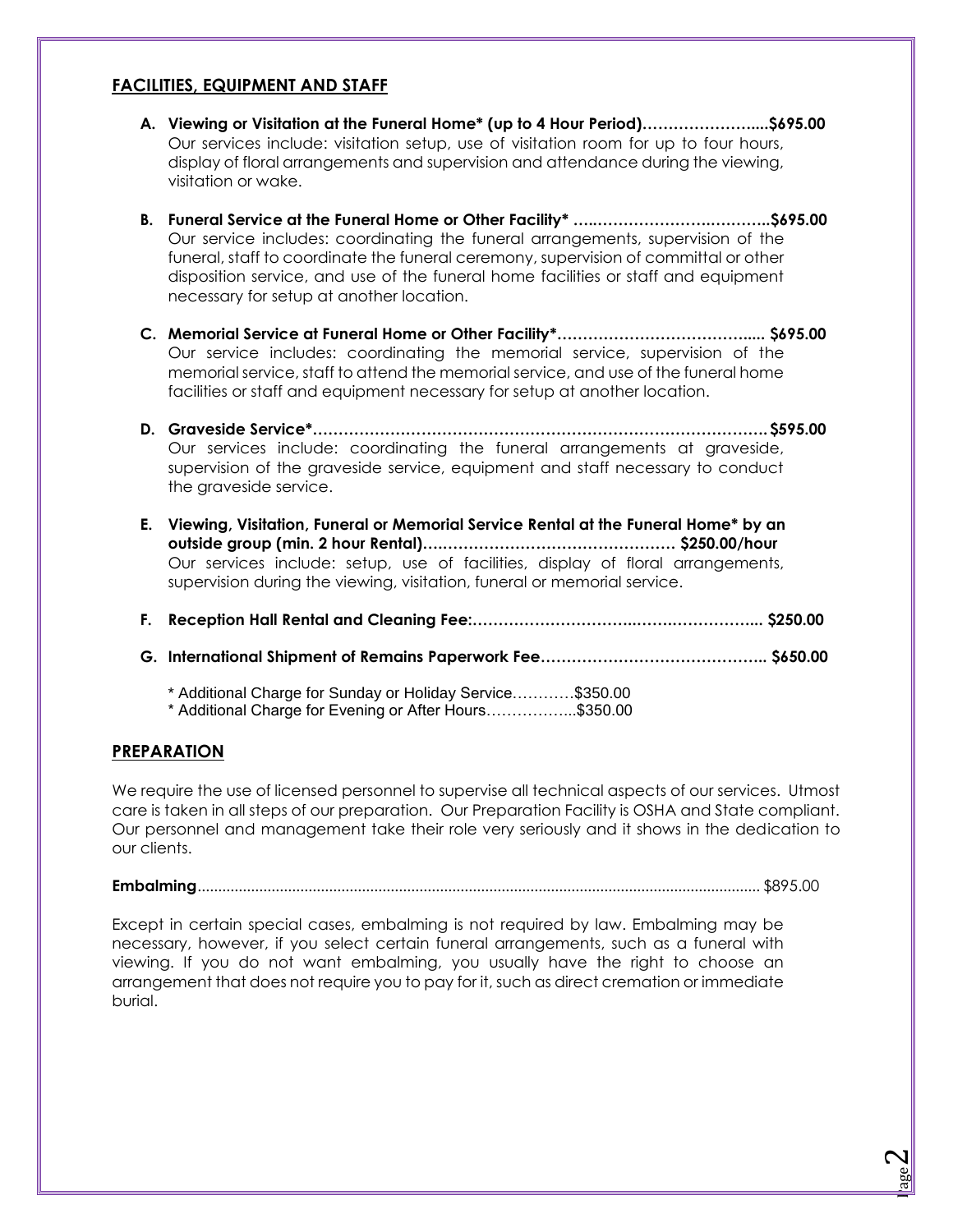## FACILITIES, EQUIPMENT AND STAFF

**A. Viewing or Visitation at the Funeral Home* (up to 4 Hour Period)…………………....$695.00**
Our services include: visitation setup, use of visitation room for up to four hours, display of floral arrangements and supervision and attendance during the viewing, visitation or wake.

**B. Funeral Service at the Funeral Home or Other Facility* …..…………………….………..$695.00**
Our service includes: coordinating the funeral arrangements, supervision of the funeral, staff to coordinate the funeral ceremony, supervision of committal or other disposition service, and use of the funeral home facilities or staff and equipment necessary for setup at another location.

**C. Memorial Service at Funeral Home or Other Facility*………………………………..... $695.00**
Our service includes: coordinating the memorial service, supervision of the memorial service, staff to attend the memorial service, and use of the funeral home facilities or staff and equipment necessary for setup at another location.

**D. Graveside Service*…………………………………………………………………………. $595.00**
Our services include: coordinating the funeral arrangements at graveside, supervision of the graveside service, equipment and staff necessary to conduct the graveside service.

**E. Viewing, Visitation, Funeral or Memorial Service Rental at the Funeral Home* by an outside group (min. 2 hour Rental)…………………………………………… $250.00/hour**
Our services include: setup, use of facilities, display of floral arrangements, supervision during the viewing, visitation, funeral or memorial service.

**F. Reception Hall Rental and Cleaning Fee:…………………………..…….…………….... $250.00**

**G. International Shipment of Remains Paperwork Fee…………………………………….. $650.00**

\* Additional Charge for Sunday or Holiday Service…….……$350.00
\* Additional Charge for Evening or After Hours……………...$350.00

## PREPARATION

We require the use of licensed personnel to supervise all technical aspects of our services. Utmost care is taken in all steps of our preparation. Our Preparation Facility is OSHA and State compliant. Our personnel and management take their role very seriously and it shows in the dedication to our clients.

**Embalming**........................................................................................................................................ $895.00

Except in certain special cases, embalming is not required by law. Embalming may be necessary, however, if you select certain funeral arrangements, such as a funeral with viewing. If you do not want embalming, you usually have the right to choose an arrangement that does not require you to pay for it, such as direct cremation or immediate burial.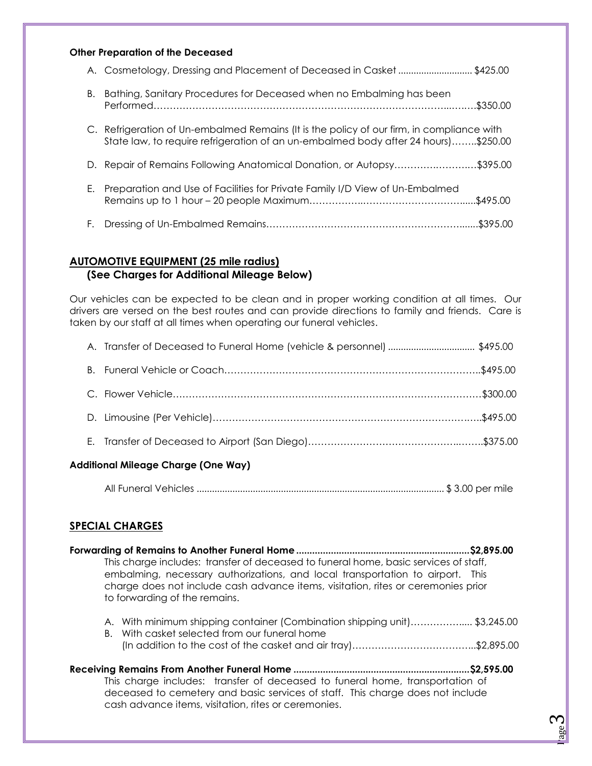**Other Preparation of the Deceased**

A. Cosmetology, Dressing and Placement of Deceased in Casket ............................ $425.00

B. Bathing, Sanitary Procedures for Deceased when no Embalming has been Performed……………………………………………………………………………………..…….$350.00

C. Refrigeration of Un-embalmed Remains (It is the policy of our firm, in compliance with State law, to require refrigeration of an un-embalmed body after 24 hours)……..$250.00

D. Repair of Remains Following Anatomical Donation, or Autopsy…………….……….$395.00

E. Preparation and Use of Facilities for Private Family I/D View of Un-Embalmed Remains up to 1 hour – 20 people Maximum……………..…………………………......$495.00

F. Dressing of Un-Embalmed Remains…………………………………………………….......$395.00

## AUTOMOTIVE EQUIPMENT (25 mile radius)
### (See Charges for Additional Mileage Below)

Our vehicles can be expected to be clean and in proper working condition at all times. Our drivers are versed on the best routes and can provide directions to family and friends. Care is taken by our staff at all times when operating our funeral vehicles.

A. Transfer of Deceased to Funeral Home (vehicle & personnel) ................................. $495.00

B. Funeral Vehicle or Coach……………………………………………………………………..$495.00

C. Flower Vehicle……………………………………………………………………………………$300.00

D. Limousine (Per Vehicle)…………………………………………………………………….….$495.00

E. Transfer of Deceased to Airport (San Diego)………………………………………..……..$375.00

**Additional Mileage Charge (One Way)**

All Funeral Vehicles ................................................................................................ $ 3.00 per mile

## SPECIAL CHARGES

**Forwarding of Remains to Another Funeral Home ................................................................$2,895.00**

This charge includes: transfer of deceased to funeral home, basic services of staff, embalming, necessary authorizations, and local transportation to airport. This charge does not include cash advance items, visitation, rites or ceremonies prior to forwarding of the remains.

A. With minimum shipping container (Combination shipping unit)……………..... $3,245.00

B. With casket selected from our funeral home (In addition to the cost of the casket and air tray)………….……………………...$2,895.00

**Receiving Remains From Another Funeral Home .................................................................$2,595.00**

This charge includes: transfer of deceased to funeral home, transportation of deceased to cemetery and basic services of staff. This charge does not include cash advance items, visitation, rites or ceremonies.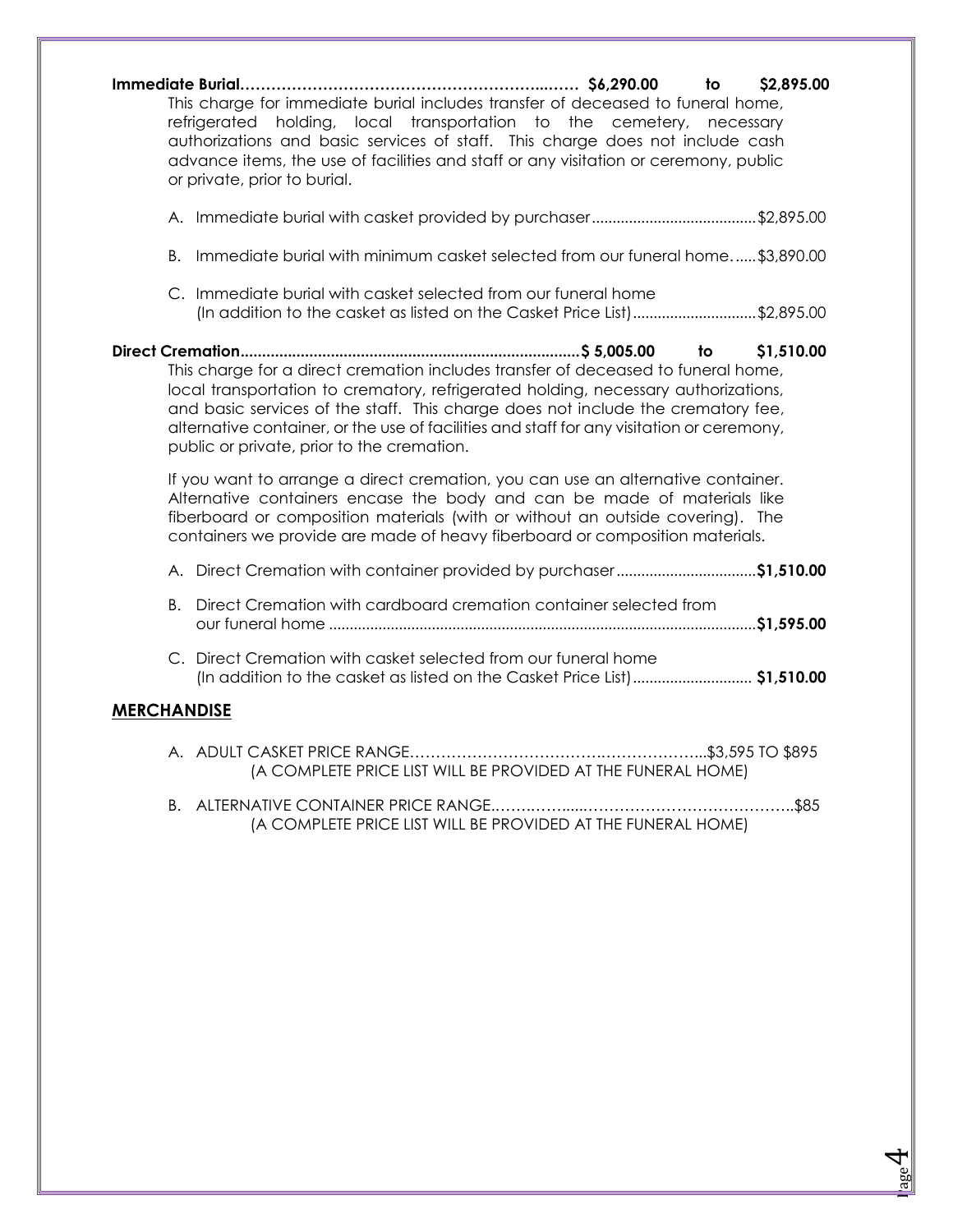**Immediate Burial……………………………………………………...…… $6,290.00 to $2,895.00**

This charge for immediate burial includes transfer of deceased to funeral home, refrigerated holding, local transportation to the cemetery, necessary authorizations and basic services of staff. This charge does not include cash advance items, the use of facilities and staff or any visitation or ceremony, public or private, prior to burial.

A. Immediate burial with casket provided by purchaser........................................$2,895.00

B. Immediate burial with minimum casket selected from our funeral home…....$3,890.00

C. Immediate burial with casket selected from our funeral home (In addition to the casket as listed on the Casket Price List)..............................$2,895.00

**Direct Cremation...............................................................................$ 5,005.00 to $1,510.00**

This charge for a direct cremation includes transfer of deceased to funeral home, local transportation to crematory, refrigerated holding, necessary authorizations, and basic services of the staff. This charge does not include the crematory fee, alternative container, or the use of facilities and staff for any visitation or ceremony, public or private, prior to the cremation.

If you want to arrange a direct cremation, you can use an alternative container. Alternative containers encase the body and can be made of materials like fiberboard or composition materials (with or without an outside covering). The containers we provide are made of heavy fiberboard or composition materials.

A. Direct Cremation with container provided by purchaser..................................**$1,510.00**

B. Direct Cremation with cardboard cremation container selected from our funeral home ........................................................................................................**$1,595.00**

C. Direct Cremation with casket selected from our funeral home (In addition to the casket as listed on the Casket Price List)............................. **$1,510.00**

## MERCHANDISE

A. ADULT CASKET PRICE RANGE……………………………….………………...$3,595 TO $895
(A COMPLETE PRICE LIST WILL BE PROVIDED AT THE FUNERAL HOME)

B. ALTERNATIVE CONTAINER PRICE RANGE..…….……......…………………………………..$85
(A COMPLETE PRICE LIST WILL BE PROVIDED AT THE FUNERAL HOME)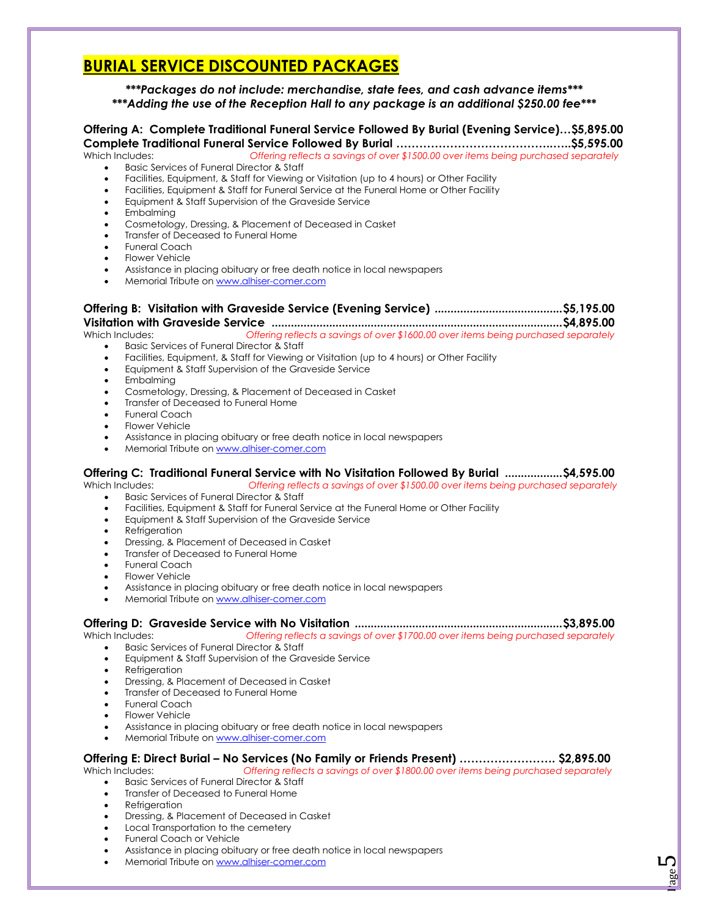# BURIAL SERVICE DISCOUNTED PACKAGES

***\*\*\*Packages do not include: merchandise, state fees, and cash advance items\*\*\****
***\*\*\*Adding the use of the Reception Hall to any package is an additional $250.00 fee\*\*\****

**Offering A: Complete Traditional Funeral Service Followed By Burial (Evening Service)…$5,895.00**
**Complete Traditional Funeral Service Followed By Burial ……………………………………..$5,595.00**

Which Includes: *Offering reflects a savings of over $1500.00 over items being purchased separately*

- Basic Services of Funeral Director & Staff
- Facilities, Equipment, & Staff for Viewing or Visitation (up to 4 hours) or Other Facility
- Facilities, Equipment & Staff for Funeral Service at the Funeral Home or Other Facility
- Equipment & Staff Supervision of the Graveside Service
- Embalming
- Cosmetology, Dressing, & Placement of Deceased in Casket
- Transfer of Deceased to Funeral Home
- Funeral Coach
- Flower Vehicle
- Assistance in placing obituary or free death notice in local newspapers
- Memorial Tribute on www.alhiser-comer.com

**Offering B: Visitation with Graveside Service (Evening Service) .......................................$5,195.00**
**Visitation with Graveside Service ..........................................................................................$4,895.00**

Which Includes: *Offering reflects a savings of over $1600.00 over items being purchased separately*

- Basic Services of Funeral Director & Staff
- Facilities, Equipment, & Staff for Viewing or Visitation (up to 4 hours) or Other Facility
- Equipment & Staff Supervision of the Graveside Service
- Embalming
- Cosmetology, Dressing, & Placement of Deceased in Casket
- Transfer of Deceased to Funeral Home
- Funeral Coach
- Flower Vehicle
- Assistance in placing obituary or free death notice in local newspapers
- Memorial Tribute on www.alhiser-comer.com

**Offering C: Traditional Funeral Service with No Visitation Followed By Burial ..................$4,595.00**

Which Includes: *Offering reflects a savings of over $1500.00 over items being purchased separately*

- Basic Services of Funeral Director & Staff
- Facilities, Equipment & Staff for Funeral Service at the Funeral Home or Other Facility
- Equipment & Staff Supervision of the Graveside Service
- Refrigeration
- Dressing, & Placement of Deceased in Casket
- Transfer of Deceased to Funeral Home
- Funeral Coach
- Flower Vehicle
- Assistance in placing obituary or free death notice in local newspapers
- Memorial Tribute on www.alhiser-comer.com

**Offering D: Graveside Service with No Visitation ................................................................$3,895.00**

Which Includes: *Offering reflects a savings of over $1700.00 over items being purchased separately*

- Basic Services of Funeral Director & Staff
- Equipment & Staff Supervision of the Graveside Service
- Refrigeration
- Dressing, & Placement of Deceased in Casket
- Transfer of Deceased to Funeral Home
- Funeral Coach
- Flower Vehicle
- Assistance in placing obituary or free death notice in local newspapers
- Memorial Tribute on www.alhiser-comer.com

**Offering E: Direct Burial – No Services (No Family or Friends Present) ……………………. $2,895.00**

Which Includes: *Offering reflects a savings of over $1800.00 over items being purchased separately*

- Basic Services of Funeral Director & Staff
- Transfer of Deceased to Funeral Home
- Refrigeration
- Dressing, & Placement of Deceased in Casket
- Local Transportation to the cemetery
- Funeral Coach or Vehicle
- Assistance in placing obituary or free death notice in local newspapers
- Memorial Tribute on www.alhiser-comer.com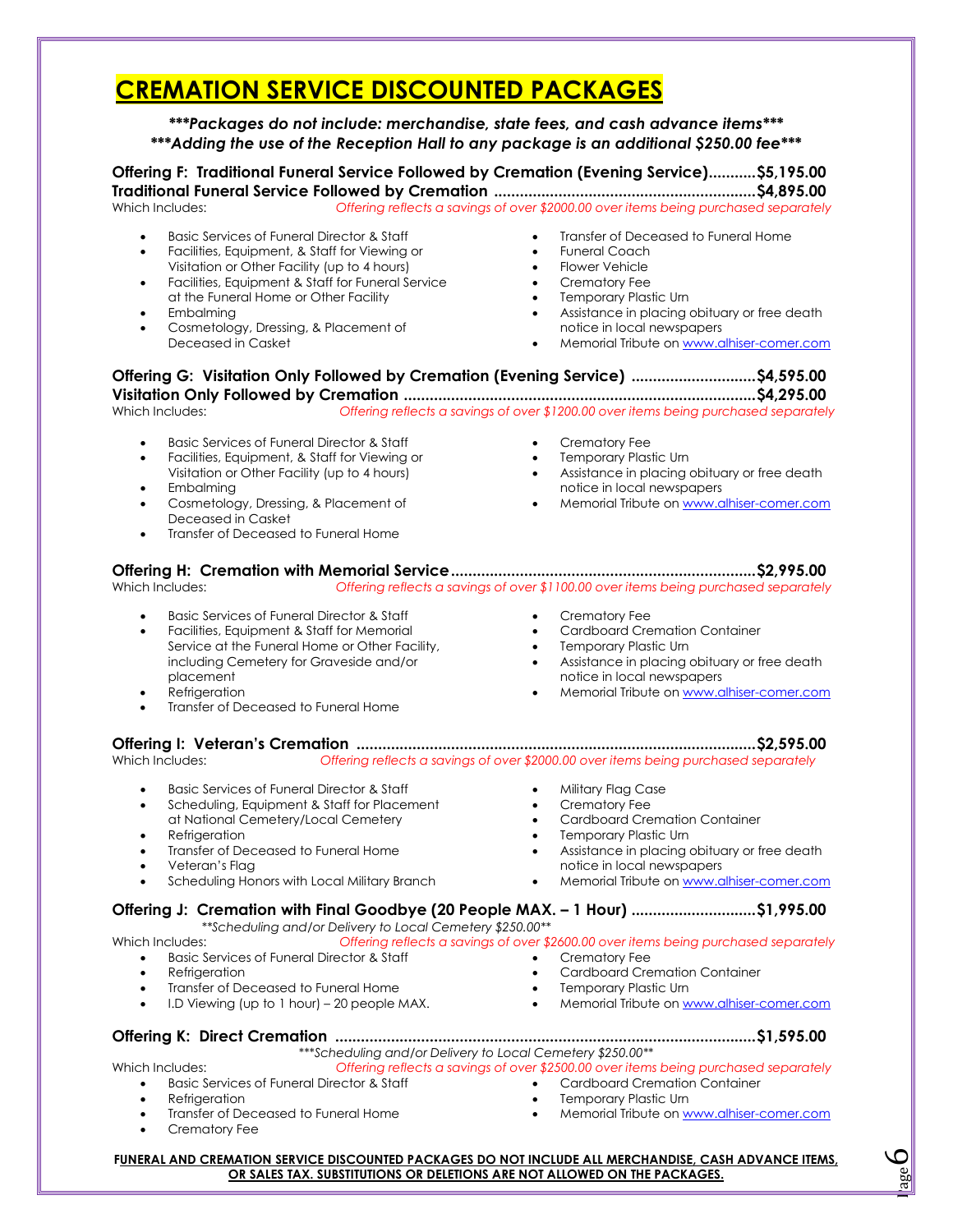# CREMATION SERVICE DISCOUNTED PACKAGES

***\*\*\*Packages do not include: merchandise, state fees, and cash advance items\*\*\****
***\*\*\*Adding the use of the Reception Hall to any package is an additional $250.00 fee\*\*\****

**Offering F: Traditional Funeral Service Followed by Cremation (Evening Service)...........$5,195.00**
**Traditional Funeral Service Followed by Cremation ............................................................$4,895.00**
Which Includes: *Offering reflects a savings of over $2000.00 over items being purchased separately*

- Basic Services of Funeral Director & Staff
- Facilities, Equipment, & Staff for Viewing or Visitation or Other Facility (up to 4 hours)
- Facilities, Equipment & Staff for Funeral Service at the Funeral Home or Other Facility
- Embalming
- Cosmetology, Dressing, & Placement of Deceased in Casket
- Transfer of Deceased to Funeral Home
- Funeral Coach
- Flower Vehicle
- Crematory Fee
- Temporary Plastic Urn
- Assistance in placing obituary or free death notice in local newspapers
- Memorial Tribute on www.alhiser-comer.com

**Offering G: Visitation Only Followed by Cremation (Evening Service) .............................$4,595.00**
**Visitation Only Followed by Cremation ...............................................................................$4,295.00**
Which Includes: *Offering reflects a savings of over $1200.00 over items being purchased separately*

- Basic Services of Funeral Director & Staff
- Facilities, Equipment, & Staff for Viewing or Visitation or Other Facility (up to 4 hours)
- Embalming
- Cosmetology, Dressing, & Placement of Deceased in Casket
- Transfer of Deceased to Funeral Home
- Crematory Fee
- Temporary Plastic Urn
- Assistance in placing obituary or free death notice in local newspapers
- Memorial Tribute on www.alhiser-comer.com

**Offering H: Cremation with Memorial Service......................................................................$2,995.00**
Which Includes: *Offering reflects a savings of over $1100.00 over items being purchased separately*

- Basic Services of Funeral Director & Staff
- Facilities, Equipment & Staff for Memorial Service at the Funeral Home or Other Facility, including Cemetery for Graveside and/or placement
- Refrigeration
- Transfer of Deceased to Funeral Home
- Crematory Fee
- Cardboard Cremation Container
- Temporary Plastic Urn
- Assistance in placing obituary or free death notice in local newspapers
- Memorial Tribute on www.alhiser-comer.com

**Offering I: Veteran's Cremation ...........................................................................................$2,595.00**
Which Includes: *Offering reflects a savings of over $2000.00 over items being purchased separately*

- Basic Services of Funeral Director & Staff
- Scheduling, Equipment & Staff for Placement at National Cemetery/Local Cemetery
- Refrigeration
- Transfer of Deceased to Funeral Home
- Veteran's Flag
- Scheduling Honors with Local Military Branch
- Military Flag Case
- Crematory Fee
- Cardboard Cremation Container
- Temporary Plastic Urn
- Assistance in placing obituary or free death notice in local newspapers
- Memorial Tribute on www.alhiser-comer.com

**Offering J: Cremation with Final Goodbye (20 People MAX. – 1 Hour) ............................$1,995.00**
*\*\*Scheduling and/or Delivery to Local Cemetery $250.00\*\**
Which Includes: *Offering reflects a savings of over $2600.00 over items being purchased separately*

- Basic Services of Funeral Director & Staff
- Refrigeration
- Transfer of Deceased to Funeral Home
- I.D Viewing (up to 1 hour) – 20 people MAX.
- Crematory Fee
- Cardboard Cremation Container
- Temporary Plastic Urn
- Memorial Tribute on www.alhiser-comer.com

**Offering K: Direct Cremation ...............................................................................................$1,595.00**
*\*\*\*Scheduling and/or Delivery to Local Cemetery $250.00\*\**
Which Includes: *Offering reflects a savings of over $2500.00 over items being purchased separately*

- Basic Services of Funeral Director & Staff
- Refrigeration
- Transfer of Deceased to Funeral Home
- Crematory Fee
- Cardboard Cremation Container
- Temporary Plastic Urn
- Memorial Tribute on www.alhiser-comer.com

**FUNERAL AND CREMATION SERVICE DISCOUNTED PACKAGES DO NOT INCLUDE ALL MERCHANDISE, CASH ADVANCE ITEMS, OR SALES TAX. SUBSTITUTIONS OR DELETIONS ARE NOT ALLOWED ON THE PACKAGES.**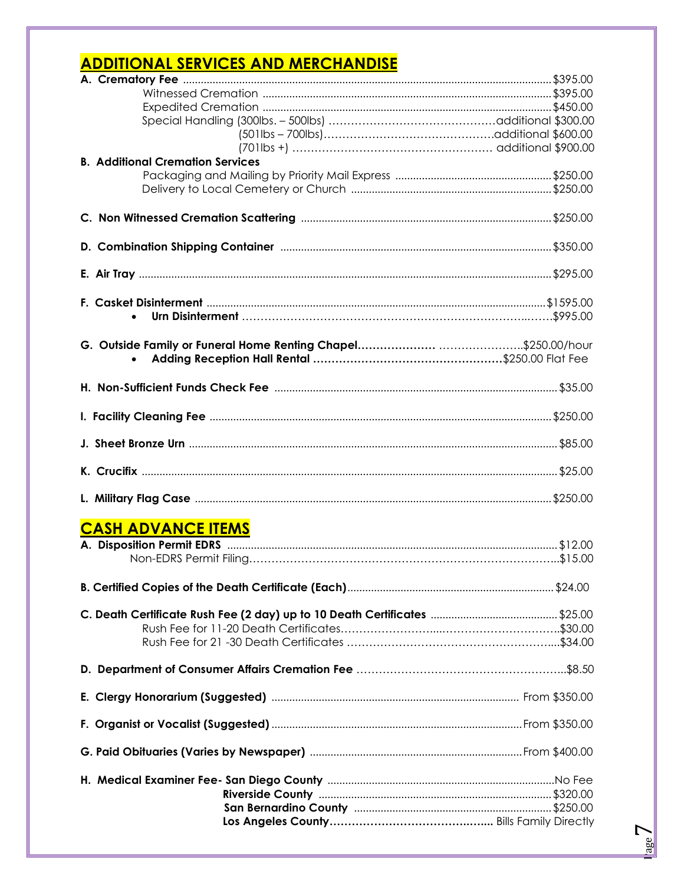## ADDITIONAL SERVICES AND MERCHANDISE

**A. Crematory Fee** ............ $395.00
- Witnessed Cremation ............ $395.00
- Expedited Cremation ............ $450.00
- Special Handling (300lbs. – 500lbs) ............ additional $300.00
  - (501lbs – 700lbs) ............ additional $600.00
  - (701lbs +) ............ additional $900.00

**B. Additional Cremation Services**
- Packaging and Mailing by Priority Mail Express ............ $250.00
- Delivery to Local Cemetery or Church ............ $250.00

**C. Non Witnessed Cremation Scattering** ............ $250.00

**D. Combination Shipping Container** ............ $350.00

**E. Air Tray** ............ $295.00

**F. Casket Disinterment** ............ $1595.00
- **Urn Disinterment** ............ $995.00

**G. Outside Family or Funeral Home Renting Chapel** ............ $250.00/hour
- **Adding Reception Hall Rental** ............ $250.00 Flat Fee

**H. Non-Sufficient Funds Check Fee** ............ $35.00

**I. Facility Cleaning Fee** ............ $250.00

**J. Sheet Bronze Urn** ............ $85.00

**K. Crucifix** ............ $25.00

**L. Military Flag Case** ............ $250.00

## CASH ADVANCE ITEMS

**A. Disposition Permit EDRS** ............ $12.00
- Non-EDRS Permit Filing ............ $15.00

**B. Certified Copies of the Death Certificate (Each)** ............ $24.00

**C. Death Certificate Rush Fee (2 day) up to 10 Death Certificates** ............ $25.00
- Rush Fee for 11-20 Death Certificates ............ $30.00
- Rush Fee for 21 -30 Death Certificates ............ $34.00

**D. Department of Consumer Affairs Cremation Fee** ............ $8.50

**E. Clergy Honorarium (Suggested)** ............ From $350.00

**F. Organist or Vocalist (Suggested)** ............ From $350.00

**G. Paid Obituaries (Varies by Newspaper)** ............ From $400.00

**H. Medical Examiner Fee- San Diego County** ............ No Fee
- **Riverside County** ............ $320.00
- **San Bernardino County** ............ $250.00
- **Los Angeles County** ............ Bills Family Directly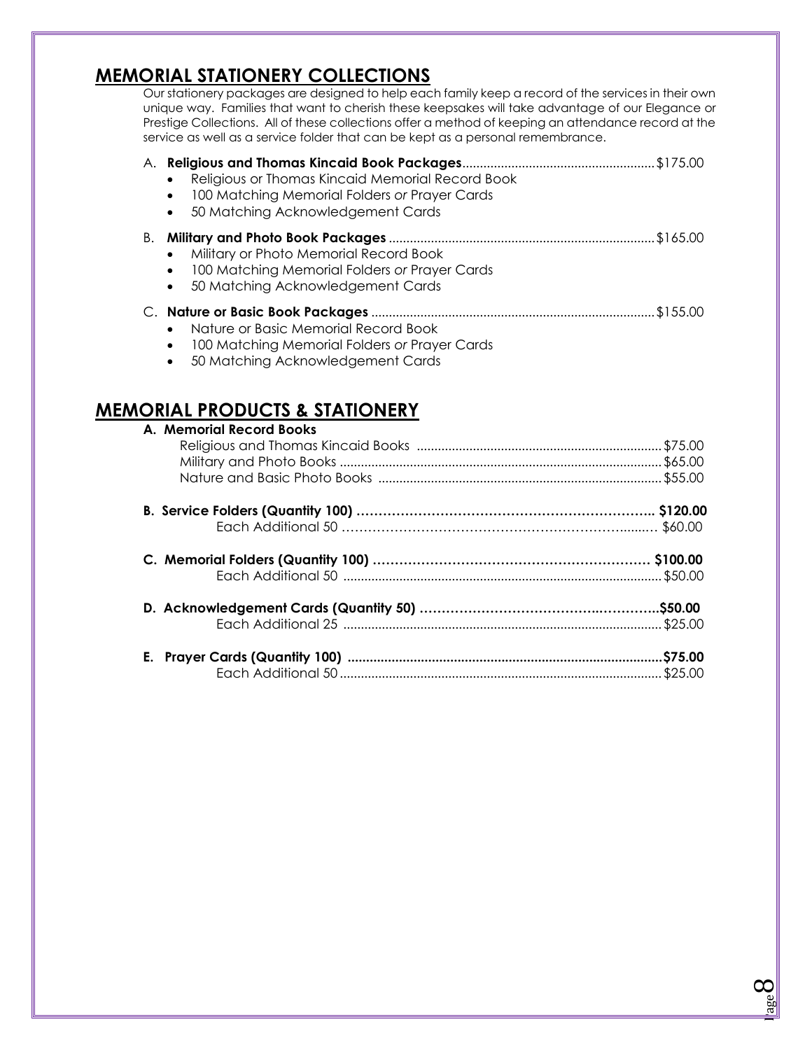## MEMORIAL STATIONERY COLLECTIONS

Our stationery packages are designed to help each family keep a record of the services in their own unique way. Families that want to cherish these keepsakes will take advantage of our Elegance or Prestige Collections. All of these collections offer a method of keeping an attendance record at the service as well as a service folder that can be kept as a personal remembrance.

A. **Religious and Thomas Kincaid Book Packages**....................................................... $175.00
- Religious or Thomas Kincaid Memorial Record Book
- 100 Matching Memorial Folders *or* Prayer Cards
- 50 Matching Acknowledgement Cards

B. **Military and Photo Book Packages** ........................................................................... $165.00
- Military or Photo Memorial Record Book
- 100 Matching Memorial Folders *or* Prayer Cards
- 50 Matching Acknowledgement Cards

C. **Nature or Basic Book Packages** ................................................................................ $155.00
- Nature or Basic Memorial Record Book
- 100 Matching Memorial Folders *or* Prayer Cards
- 50 Matching Acknowledgement Cards

## MEMORIAL PRODUCTS & STATIONERY

**A. Memorial Record Books**

Religious and Thomas Kincaid Books ...................................................................... $75.00
Military and Photo Books ........................................................................................... $65.00
Nature and Basic Photo Books ................................................................................ $55.00

**B. Service Folders (Quantity 100) ………………………………………………………….. $120.00**
Each Additional 50 …………………………………………………………...… $60.00

**C. Memorial Folders (Quantity 100) ……………………………………………………… $100.00**
Each Additional 50 .......................................................................................... $50.00

**D. Acknowledgement Cards (Quantity 50) ……………………………………..………..$50.00**
Each Additional 25 .......................................................................................... $25.00

**E. Prayer Cards (Quantity 100) .......................................................................................$75.00**
Each Additional 50 ........................................................................................... $25.00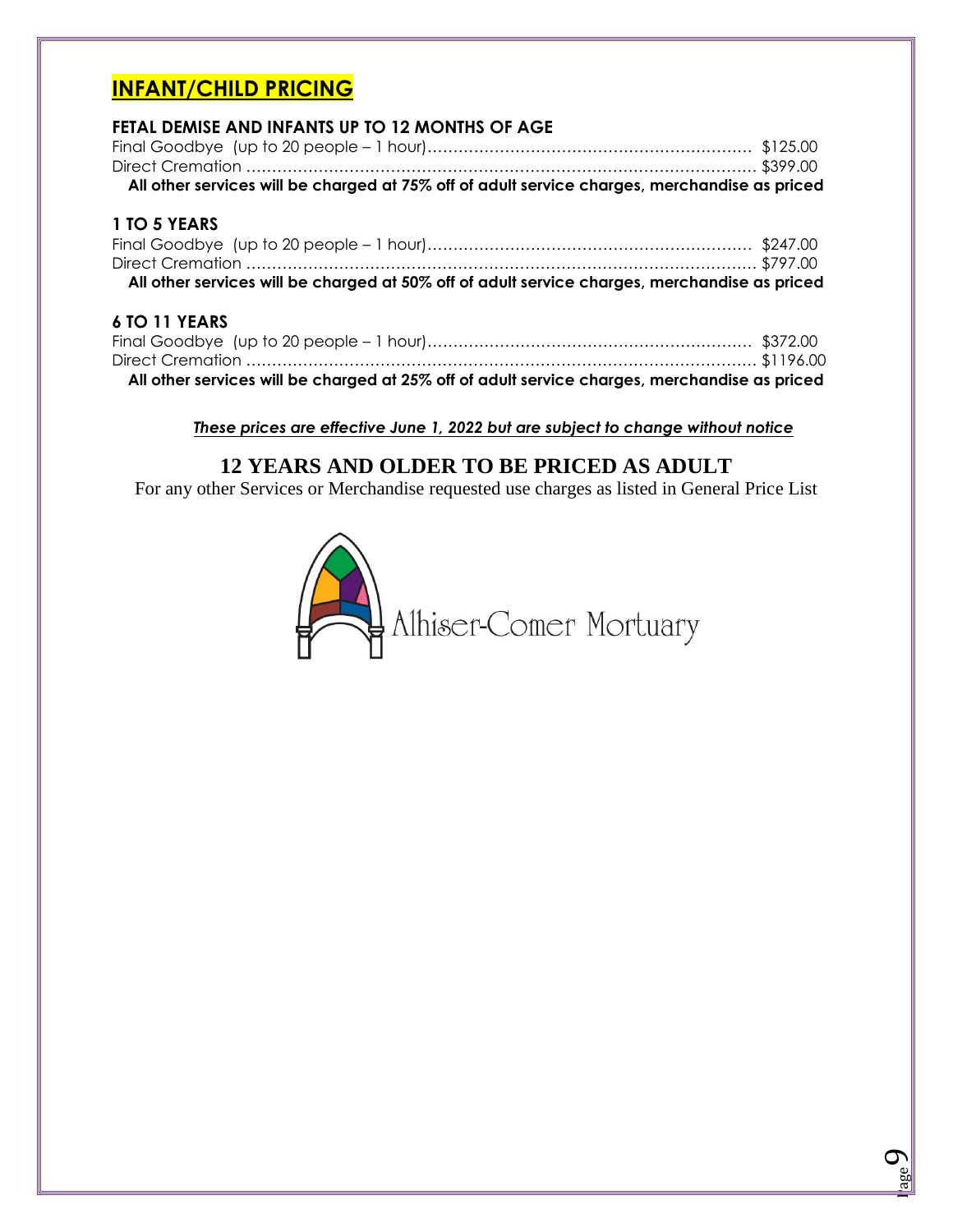## INFANT/CHILD PRICING

### FETAL DEMISE AND INFANTS UP TO 12 MONTHS OF AGE

Final Goodbye (up to 20 people – 1 hour)................................................................ $125.00
Direct Cremation ....................................................................................................... $399.00

**All other services will be charged at 75% off of adult service charges, merchandise as priced**

### 1 TO 5 YEARS

Final Goodbye (up to 20 people – 1 hour)................................................................ $247.00
Direct Cremation ....................................................................................................... $797.00

**All other services will be charged at 50% off of adult service charges, merchandise as priced**

### 6 TO 11 YEARS

Final Goodbye (up to 20 people – 1 hour)................................................................ $372.00
Direct Cremation ....................................................................................................... $1196.00

**All other services will be charged at 25% off of adult service charges, merchandise as priced**

***These prices are effective June 1, 2022 but are subject to change without notice***

## 12 YEARS AND OLDER TO BE PRICED AS ADULT

For any other Services or Merchandise requested use charges as listed in General Price List

Alhiser-Comer Mortuary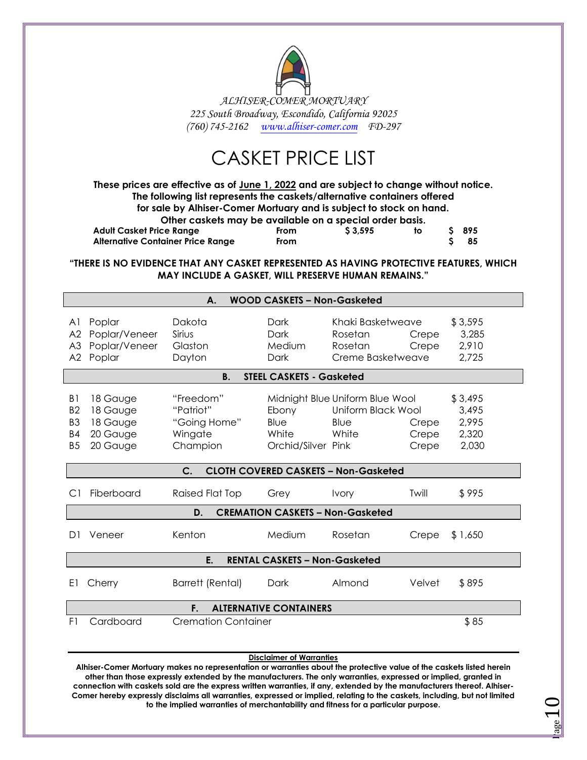*ALHISER-COMER MORTUARY*
*225 South Broadway, Escondido, California 92025*
*(760) 745-2162 [www.alhiser-comer.com](http://www.alhiser-comer.com) FD-297*

# CASKET PRICE LIST

**These prices are effective as of June 1, 2022 and are subject to change without notice.**
**The following list represents the caskets/alternative containers offered for sale by Alhiser-Comer Mortuary and is subject to stock on hand.**
**Other caskets may be available on a special order basis.**

| | | | | |
|---|---|---|---|---|
| **Adult Casket Price Range** | **From** | **$ 3,595** | **to** | **$ 895** |
| **Alternative Container Price Range** | **From** | | | **$ 85** |

**"THERE IS NO EVIDENCE THAT ANY CASKET REPRESENTED AS HAVING PROTECTIVE FEATURES, WHICH MAY INCLUDE A GASKET, WILL PRESERVE HUMAN REMAINS."**

| | | | | | | |
|---|---|---|---|---|---|---|
| **A. WOOD CASKETS – Non-Gasketed** | | | | | | |
| A1 | Poplar | Dakota | Dark | Khaki Basketweave | | $ 3,595 |
| A2 | Poplar/Veneer | Sirius | Dark | Rosetan | Crepe | 3,285 |
| A3 | Poplar/Veneer | Glaston | Medium | Rosetan | Crepe | 2,910 |
| A2 | Poplar | Dayton | Dark | Creme Basketweave | | 2,725 |
| **B. STEEL CASKETS - Gasketed** | | | | | | |
| B1 | 18 Gauge | "Freedom" | Midnight Blue | Uniform Blue Wool | | $ 3,495 |
| B2 | 18 Gauge | "Patriot" | Ebony | Uniform Black Wool | | 3,495 |
| B3 | 18 Gauge | "Going Home" | Blue | Blue | Crepe | 2,995 |
| B4 | 20 Gauge | Wingate | White | White | Crepe | 2,320 |
| B5 | 20 Gauge | Champion | Orchid/Silver | Pink | Crepe | 2,030 |
| **C. CLOTH COVERED CASKETS – Non-Gasketed** | | | | | | |
| C1 | Fiberboard | Raised Flat Top | Grey | Ivory | Twill | $ 995 |
| **D. CREMATION CASKETS – Non-Gasketed** | | | | | | |
| D1 | Veneer | Kenton | Medium | Rosetan | Crepe | $ 1,650 |
| **E. RENTAL CASKETS – Non-Gasketed** | | | | | | |
| E1 | Cherry | Barrett (Rental) | Dark | Almond | Velvet | $ 895 |
| **F. ALTERNATIVE CONTAINERS** | | | | | | |
| F1 | Cardboard | Cremation Container | | | | $ 85 |

**Disclaimer of Warranties**

**Alhiser-Comer Mortuary makes no representation or warranties about the protective value of the caskets listed herein other than those expressly extended by the manufacturers. The only warranties, expressed or implied, granted in connection with caskets sold are the express written warranties, if any, extended by the manufacturers thereof. Alhiser-Comer hereby expressly disclaims all warranties, expressed or implied, relating to the caskets, including, but not limited to the implied warranties of merchantability and fitness for a particular purpose.**